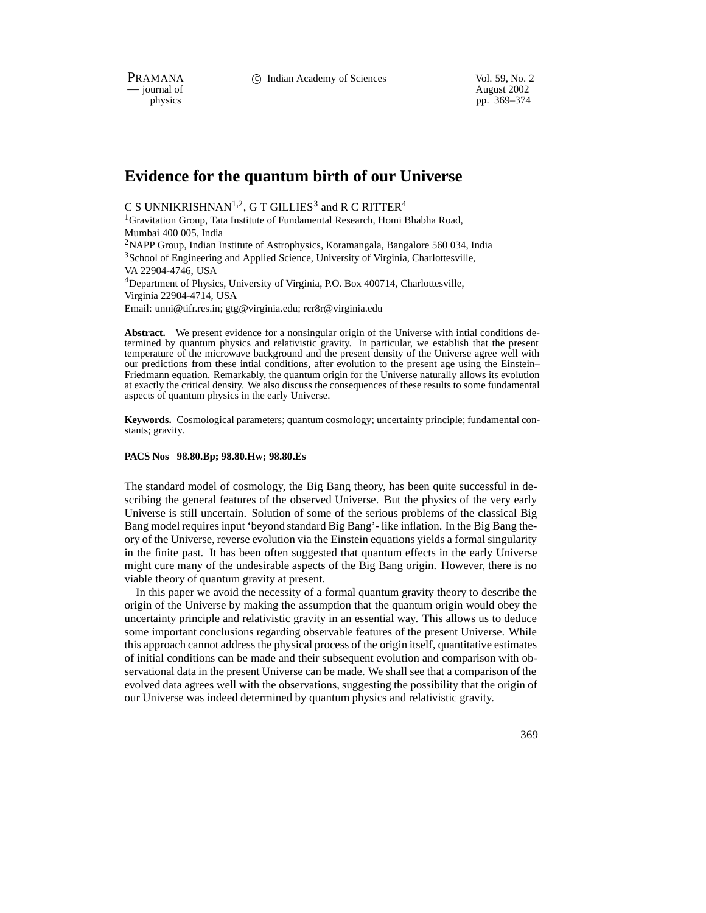# Evidence for the quantum birth of our Universe

C S UNNIKRISHNAN[1,2], G T GILLIES[3] and R C RITTER[4]

[1]Gravitation Group, Tata Institute of Fundamental Research, Homi Bhabha Road, Mumbai 400 005, India
[2]NAPP Group, Indian Institute of Astrophysics, Koramangala, Bangalore 560 034, India
[3]School of Engineering and Applied Science, University of Virginia, Charlottesville, VA 22904-4746, USA
[4]Department of Physics, University of Virginia, P.O. Box 400714, Charlottesville, Virginia 22904-4714, USA
Email: unni@tifr.res.in; gtg@virginia.edu; rcr8r@virginia.edu

**Abstract.** We present evidence for a nonsingular origin of the Universe with intial conditions determined by quantum physics and relativistic gravity. In particular, we establish that the present temperature of the microwave background and the present density of the Universe agree well with our predictions from these intial conditions, after evolution to the present age using the Einstein–Friedmann equation. Remarkably, the quantum origin for the Universe naturally allows its evolution at exactly the critical density. We also discuss the consequences of these results to some fundamental aspects of quantum physics in the early Universe.

**Keywords.** Cosmological parameters; quantum cosmology; uncertainty principle; fundamental constants; gravity.

**PACS Nos 98.80.Bp; 98.80.Hw; 98.80.Es**

The standard model of cosmology, the Big Bang theory, has been quite successful in describing the general features of the observed Universe. But the physics of the very early Universe is still uncertain. Solution of some of the serious problems of the classical Big Bang model requires input 'beyond standard Big Bang'- like inflation. In the Big Bang theory of the Universe, reverse evolution via the Einstein equations yields a formal singularity in the finite past. It has been often suggested that quantum effects in the early Universe might cure many of the undesirable aspects of the Big Bang origin. However, there is no viable theory of quantum gravity at present.

In this paper we avoid the necessity of a formal quantum gravity theory to describe the origin of the Universe by making the assumption that the quantum origin would obey the uncertainty principle and relativistic gravity in an essential way. This allows us to deduce some important conclusions regarding observable features of the present Universe. While this approach cannot address the physical process of the origin itself, quantitative estimates of initial conditions can be made and their subsequent evolution and comparison with observational data in the present Universe can be made. We shall see that a comparison of the evolved data agrees well with the observations, suggesting the possibility that the origin of our Universe was indeed determined by quantum physics and relativistic gravity.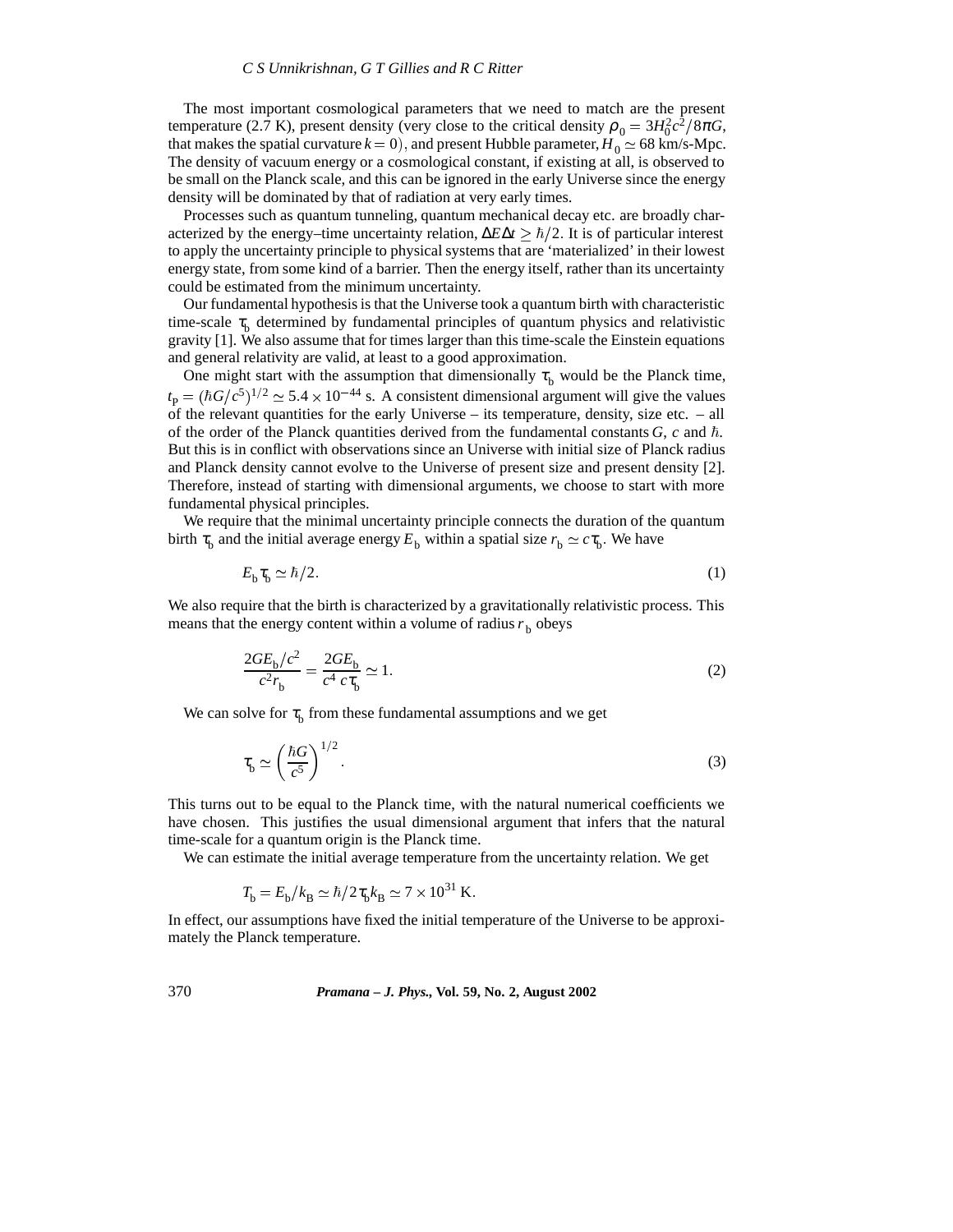The most important cosmological parameters that we need to match are the present temperature (2.7 K), present density (very close to the critical density $\rho_0 = 3H_0^2c^2/8\pi G$, that makes the spatial curvature $k = 0$), and present Hubble parameter, $H_0 \simeq 68$ km/s-Mpc. The density of vacuum energy or a cosmological constant, if existing at all, is observed to be small on the Planck scale, and this can be ignored in the early Universe since the energy density will be dominated by that of radiation at very early times.

Processes such as quantum tunneling, quantum mechanical decay etc. are broadly characterized by the energy–time uncertainty relation, $\Delta E \Delta t \geq \hbar/2$. It is of particular interest to apply the uncertainty principle to physical systems that are 'materialized' in their lowest energy state, from some kind of a barrier. Then the energy itself, rather than its uncertainty could be estimated from the minimum uncertainty.

Our fundamental hypothesis is that the Universe took a quantum birth with characteristic time-scale $\tau_b$ determined by fundamental principles of quantum physics and relativistic gravity [1]. We also assume that for times larger than this time-scale the Einstein equations and general relativity are valid, at least to a good approximation.

One might start with the assumption that dimensionally $\tau_b$ would be the Planck time, $t_P = (\hbar G/c^5)^{1/2} \simeq 5.4 \times 10^{-44}$ s. A consistent dimensional argument will give the values of the relevant quantities for the early Universe – its temperature, density, size etc. – all of the order of the Planck quantities derived from the fundamental constants $G$, $c$ and $\hbar$. But this is in conflict with observations since an Universe with initial size of Planck radius and Planck density cannot evolve to the Universe of present size and present density [2]. Therefore, instead of starting with dimensional arguments, we choose to start with more fundamental physical principles.

We require that the minimal uncertainty principle connects the duration of the quantum birth $\tau_b$ and the initial average energy $E_b$ within a spatial size $r_b \simeq c\tau_b$. We have

$$E_b \tau_b \simeq \hbar/2. \tag{1}$$

We also require that the birth is characterized by a gravitationally relativistic process. This means that the energy content within a volume of radius $r_b$ obeys

$$\frac{2GE_b/c^2}{c^2 r_b} = \frac{2GE_b}{c^4\, c\tau_b} \simeq 1. \tag{2}$$

We can solve for $\tau_b$ from these fundamental assumptions and we get

$$\tau_b \simeq \left(\frac{\hbar G}{c^5}\right)^{1/2}. \tag{3}$$

This turns out to be equal to the Planck time, with the natural numerical coefficients we have chosen. This justifies the usual dimensional argument that infers that the natural time-scale for a quantum origin is the Planck time.

We can estimate the initial average temperature from the uncertainty relation. We get

$$T_b = E_b/k_B \simeq \hbar/2\tau_b k_B \simeq 7 \times 10^{31}\ \text{K}.$$

In effect, our assumptions have fixed the initial temperature of the Universe to be approximately the Planck temperature.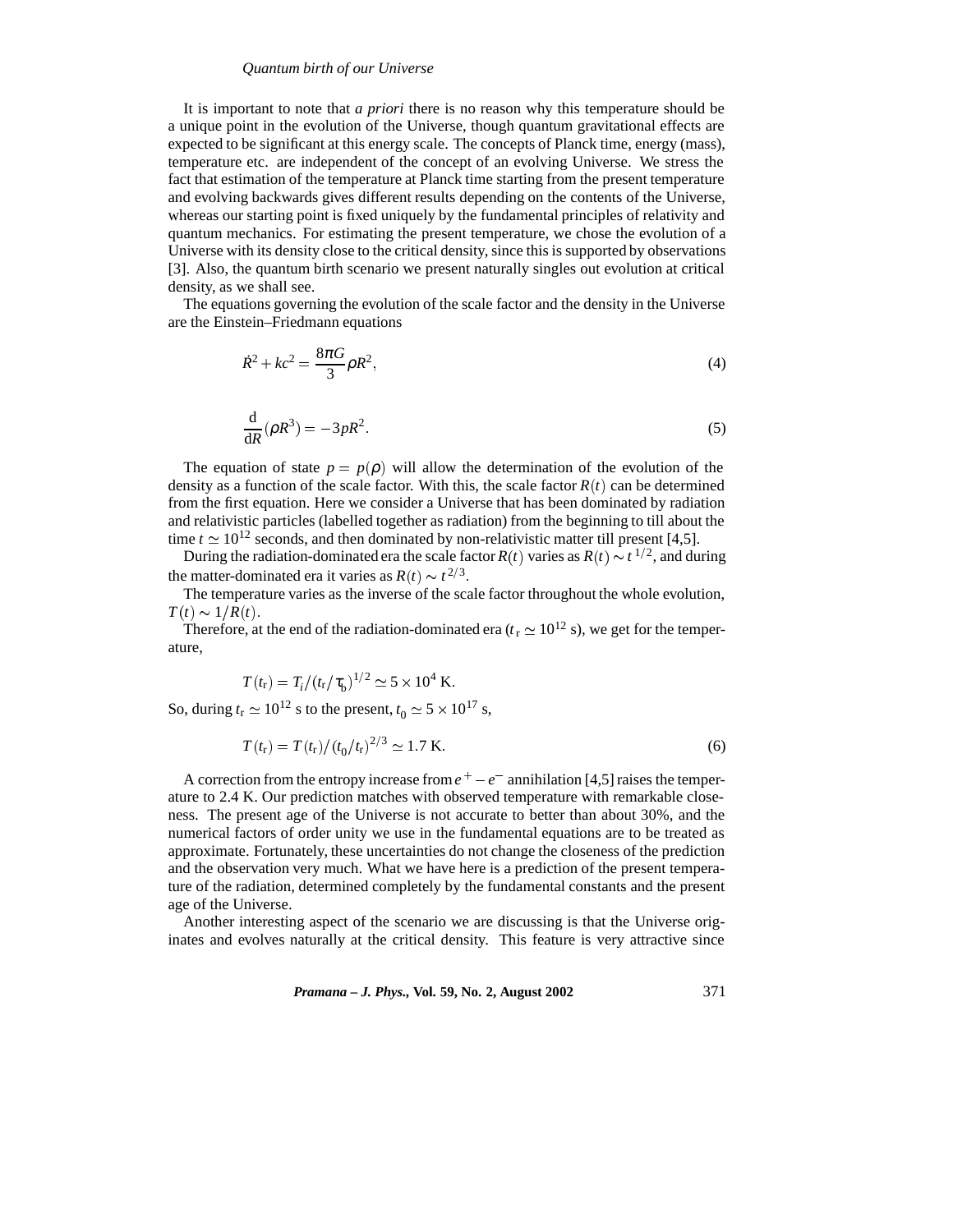It is important to note that *a priori* there is no reason why this temperature should be a unique point in the evolution of the Universe, though quantum gravitational effects are expected to be significant at this energy scale. The concepts of Planck time, energy (mass), temperature etc. are independent of the concept of an evolving Universe. We stress the fact that estimation of the temperature at Planck time starting from the present temperature and evolving backwards gives different results depending on the contents of the Universe, whereas our starting point is fixed uniquely by the fundamental principles of relativity and quantum mechanics. For estimating the present temperature, we chose the evolution of a Universe with its density close to the critical density, since this is supported by observations [3]. Also, the quantum birth scenario we present naturally singles out evolution at critical density, as we shall see.

The equations governing the evolution of the scale factor and the density in the Universe are the Einstein–Friedmann equations

$$\dot{R}^2 + kc^2 = \frac{8\pi G}{3}\rho R^2, \tag{4}$$

$$\frac{\mathrm{d}}{\mathrm{d}R}(\rho R^3) = -3pR^2. \tag{5}$$

The equation of state $p = p(\rho)$ will allow the determination of the evolution of the density as a function of the scale factor. With this, the scale factor $R(t)$ can be determined from the first equation. Here we consider a Universe that has been dominated by radiation and relativistic particles (labelled together as radiation) from the beginning to till about the time $t \simeq 10^{12}$ seconds, and then dominated by non-relativistic matter till present [4,5].

During the radiation-dominated era the scale factor $R(t)$ varies as $R(t) \sim t^{1/2}$, and during the matter-dominated era it varies as $R(t) \sim t^{2/3}$.

The temperature varies as the inverse of the scale factor throughout the whole evolution, $T(t) \sim 1/R(t)$.

Therefore, at the end of the radiation-dominated era ($t_{\mathrm{r}} \simeq 10^{12}$ s), we get for the temperature,

$$T(t_{\mathrm{r}}) = T_i/(t_{\mathrm{r}}/\tau_0)^{1/2} \simeq 5 \times 10^4 \text{ K}.$$

So, during $t_{\mathrm{r}} \simeq 10^{12}$ s to the present, $t_0 \simeq 5 \times 10^{17}$ s,

$$T(t_{\mathrm{r}}) = T(t_{\mathrm{r}})/(t_0/t_{\mathrm{r}})^{2/3} \simeq 1.7 \text{ K}. \tag{6}$$

A correction from the entropy increase from $e^+ - e^-$ annihilation [4,5] raises the temperature to 2.4 K. Our prediction matches with observed temperature with remarkable closeness. The present age of the Universe is not accurate to better than about 30%, and the numerical factors of order unity we use in the fundamental equations are to be treated as approximate. Fortunately, these uncertainties do not change the closeness of the prediction and the observation very much. What we have here is a prediction of the present temperature of the radiation, determined completely by the fundamental constants and the present age of the Universe.

Another interesting aspect of the scenario we are discussing is that the Universe originates and evolves naturally at the critical density. This feature is very attractive since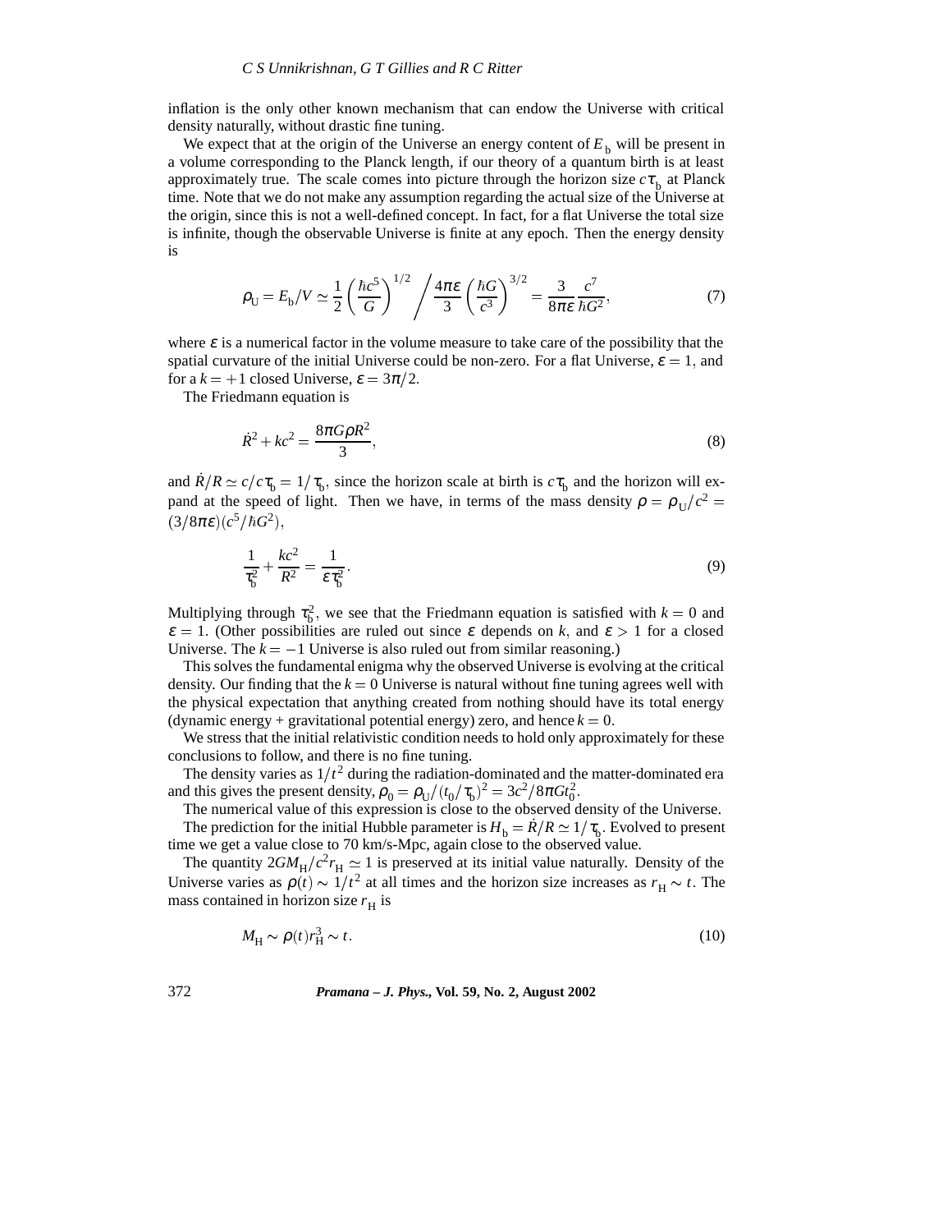inflation is the only other known mechanism that can endow the Universe with critical density naturally, without drastic fine tuning.

We expect that at the origin of the Universe an energy content of $E_{\rm b}$ will be present in a volume corresponding to the Planck length, if our theory of a quantum birth is at least approximately true. The scale comes into picture through the horizon size $c\tau_{\rm b}$ at Planck time. Note that we do not make any assumption regarding the actual size of the Universe at the origin, since this is not a well-defined concept. In fact, for a flat Universe the total size is infinite, though the observable Universe is finite at any epoch. Then the energy density is

$$\rho_{\rm U} = E_{\rm b}/V \simeq \frac{1}{2}\left(\frac{\hbar c^5}{G}\right)^{1/2} \Bigg/ \frac{4\pi\varepsilon}{3}\left(\frac{\hbar G}{c^3}\right)^{3/2} = \frac{3}{8\pi\varepsilon}\frac{c^7}{\hbar G^2}, \tag{7}$$

where $\varepsilon$ is a numerical factor in the volume measure to take care of the possibility that the spatial curvature of the initial Universe could be non-zero. For a flat Universe, $\varepsilon = 1$, and for a $k = +1$ closed Universe, $\varepsilon = 3\pi/2$.

The Friedmann equation is

$$\dot{R}^2 + kc^2 = \frac{8\pi G\rho R^2}{3}, \tag{8}$$

and $\dot{R}/R \simeq c/c\tau_{\rm b} = 1/\tau_{\rm b}$, since the horizon scale at birth is $c\tau_{\rm b}$ and the horizon will expand at the speed of light. Then we have, in terms of the mass density $\rho = \rho_{\rm U}/c^2 = (3/8\pi\varepsilon)(c^5/\hbar G^2)$,

$$\frac{1}{\tau_{\rm b}^2} + \frac{kc^2}{R^2} = \frac{1}{\varepsilon\tau_{\rm b}^2}. \tag{9}$$

Multiplying through $\tau_{\rm b}^2$, we see that the Friedmann equation is satisfied with $k = 0$ and $\varepsilon = 1$. (Other possibilities are ruled out since $\varepsilon$ depends on $k$, and $\varepsilon > 1$ for a closed Universe. The $k = -1$ Universe is also ruled out from similar reasoning.)

This solves the fundamental enigma why the observed Universe is evolving at the critical density. Our finding that the $k = 0$ Universe is natural without fine tuning agrees well with the physical expectation that anything created from nothing should have its total energy (dynamic energy + gravitational potential energy) zero, and hence $k = 0$.

We stress that the initial relativistic condition needs to hold only approximately for these conclusions to follow, and there is no fine tuning.

The density varies as $1/t^2$ during the radiation-dominated and the matter-dominated era and this gives the present density, $\rho_0 = \rho_{\rm U}/(t_0/\tau_{\rm b})^2 = 3c^2/8\pi G t_0^2$.

The numerical value of this expression is close to the observed density of the Universe.

The prediction for the initial Hubble parameter is $H_{\rm b} = \dot{R}/R \simeq 1/\tau_{\rm b}$. Evolved to present time we get a value close to 70 km/s-Mpc, again close to the observed value.

The quantity $2GM_{\rm H}/c^2 r_{\rm H} \simeq 1$ is preserved at its initial value naturally. Density of the Universe varies as $\rho(t) \sim 1/t^2$ at all times and the horizon size increases as $r_{\rm H} \sim t$. The mass contained in horizon size $r_{\rm H}$ is

$$M_{\rm H} \sim \rho(t) r_{\rm H}^3 \sim t. \tag{10}$$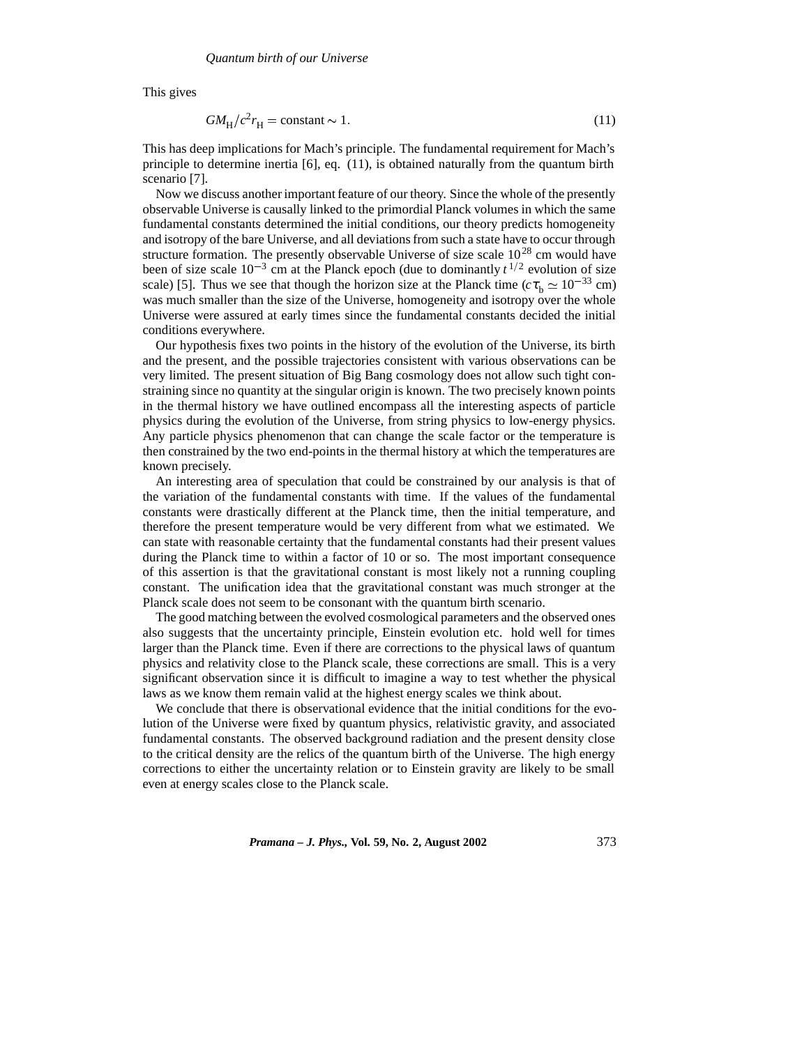This gives

$$GM_{\rm H}/c^2 r_{\rm H} = \text{constant} \sim 1. \tag{11}$$

This has deep implications for Mach's principle. The fundamental requirement for Mach's principle to determine inertia [6], eq. (11), is obtained naturally from the quantum birth scenario [7].

Now we discuss another important feature of our theory. Since the whole of the presently observable Universe is causally linked to the primordial Planck volumes in which the same fundamental constants determined the initial conditions, our theory predicts homogeneity and isotropy of the bare Universe, and all deviations from such a state have to occur through structure formation. The presently observable Universe of size scale $10^{28}$ cm would have been of size scale $10^{-3}$ cm at the Planck epoch (due to dominantly $t^{1/2}$ evolution of size scale) [5]. Thus we see that though the horizon size at the Planck time ($c\tau_{\rm b} \simeq 10^{-33}$ cm) was much smaller than the size of the Universe, homogeneity and isotropy over the whole Universe were assured at early times since the fundamental constants decided the initial conditions everywhere.

Our hypothesis fixes two points in the history of the evolution of the Universe, its birth and the present, and the possible trajectories consistent with various observations can be very limited. The present situation of Big Bang cosmology does not allow such tight constraining since no quantity at the singular origin is known. The two precisely known points in the thermal history we have outlined encompass all the interesting aspects of particle physics during the evolution of the Universe, from string physics to low-energy physics. Any particle physics phenomenon that can change the scale factor or the temperature is then constrained by the two end-points in the thermal history at which the temperatures are known precisely.

An interesting area of speculation that could be constrained by our analysis is that of the variation of the fundamental constants with time. If the values of the fundamental constants were drastically different at the Planck time, then the initial temperature, and therefore the present temperature would be very different from what we estimated. We can state with reasonable certainty that the fundamental constants had their present values during the Planck time to within a factor of 10 or so. The most important consequence of this assertion is that the gravitational constant is most likely not a running coupling constant. The unification idea that the gravitational constant was much stronger at the Planck scale does not seem to be consonant with the quantum birth scenario.

The good matching between the evolved cosmological parameters and the observed ones also suggests that the uncertainty principle, Einstein evolution etc. hold well for times larger than the Planck time. Even if there are corrections to the physical laws of quantum physics and relativity close to the Planck scale, these corrections are small. This is a very significant observation since it is difficult to imagine a way to test whether the physical laws as we know them remain valid at the highest energy scales we think about.

We conclude that there is observational evidence that the initial conditions for the evolution of the Universe were fixed by quantum physics, relativistic gravity, and associated fundamental constants. The observed background radiation and the present density close to the critical density are the relics of the quantum birth of the Universe. The high energy corrections to either the uncertainty relation or to Einstein gravity are likely to be small even at energy scales close to the Planck scale.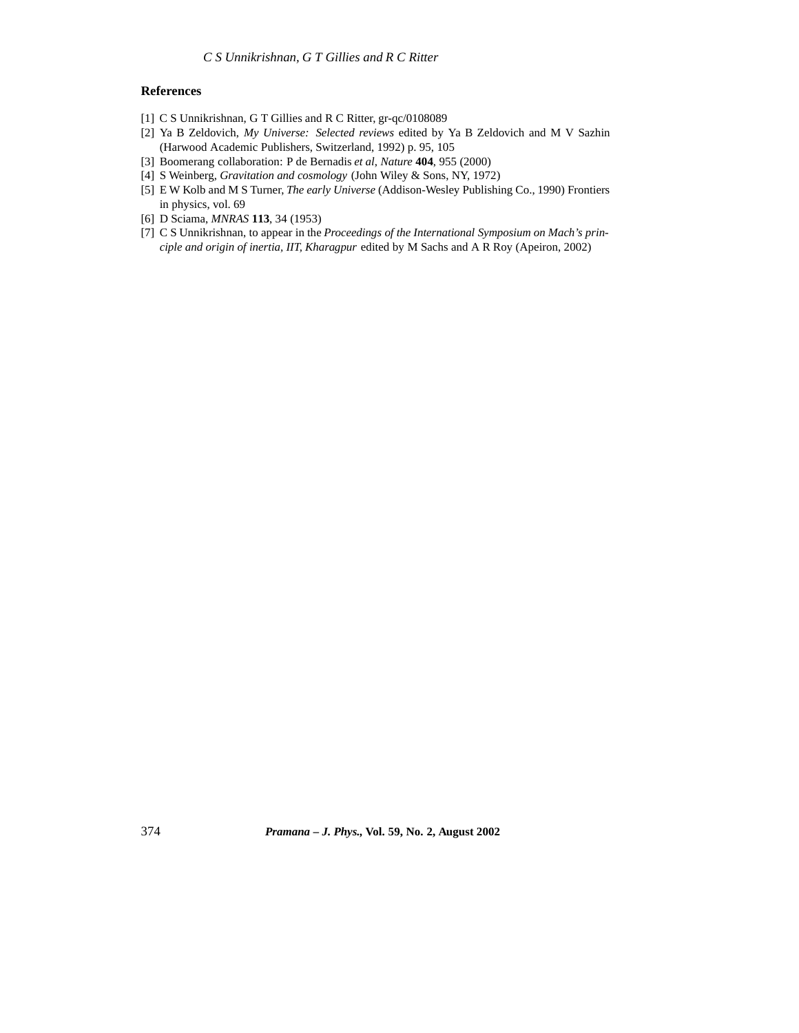## References

[1] C S Unnikrishnan, G T Gillies and R C Ritter, gr-qc/0108089

[2] Ya B Zeldovich, *My Universe: Selected reviews* edited by Ya B Zeldovich and M V Sazhin (Harwood Academic Publishers, Switzerland, 1992) p. 95, 105

[3] Boomerang collaboration: P de Bernadis *et al*, *Nature* **404**, 955 (2000)

[4] S Weinberg, *Gravitation and cosmology* (John Wiley & Sons, NY, 1972)

[5] E W Kolb and M S Turner, *The early Universe* (Addison-Wesley Publishing Co., 1990) Frontiers in physics, vol. 69

[6] D Sciama, *MNRAS* **113**, 34 (1953)

[7] C S Unnikrishnan, to appear in the *Proceedings of the International Symposium on Mach's principle and origin of inertia, IIT, Kharagpur* edited by M Sachs and A R Roy (Apeiron, 2002)